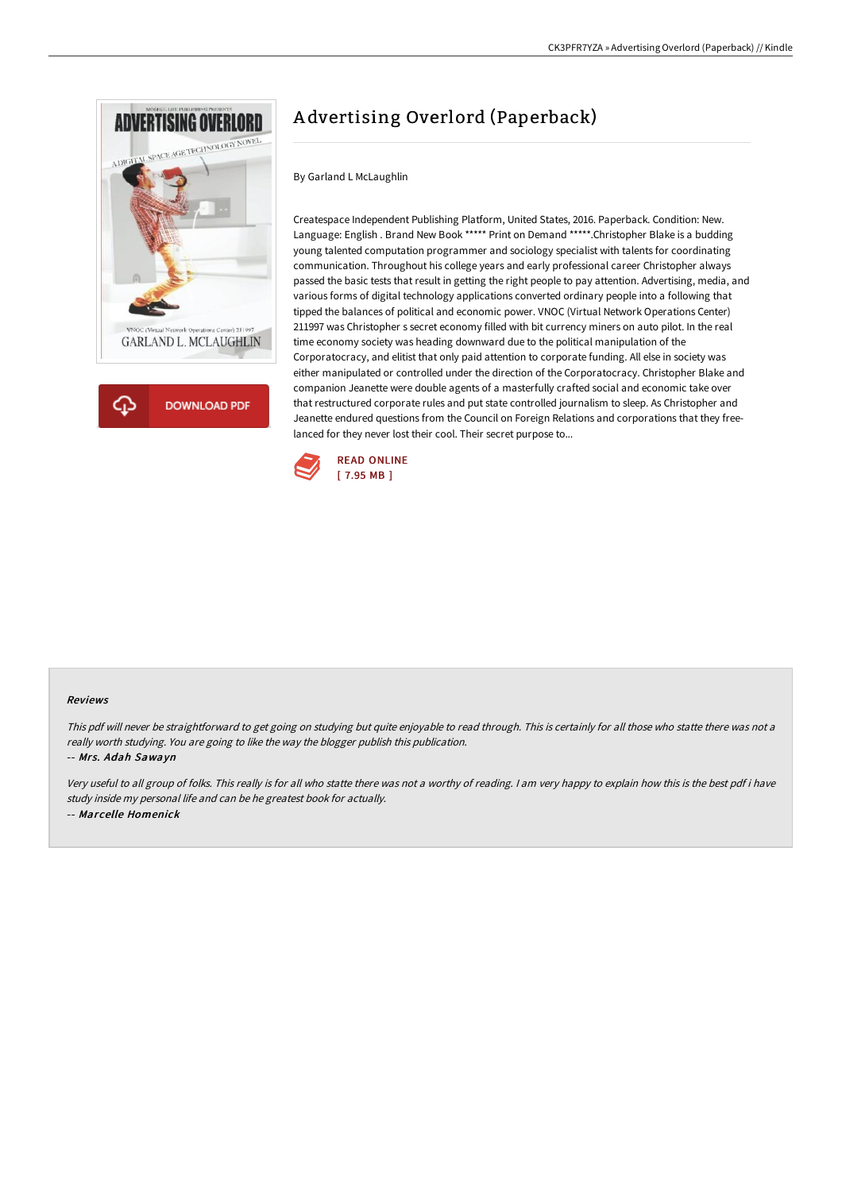# Advertising Overlord (Paperback)

By Garland L McLaughlin

Createspace Independent Publishing Platform, United States, 2016. Paperback. Condition: New. Language: English . Brand New Book ***** Print on Demand *****.Christopher Blake is a budding young talented computation programmer and sociology specialist with talents for coordinating communication. Throughout his college years and early professional career Christopher always passed the basic tests that result in getting the right people to pay attention. Advertising, media, and various forms of digital technology applications converted ordinary people into a following that tipped the balances of political and economic power. VNOC (Virtual Network Operations Center) 211997 was Christopher s secret economy filled with bit currency miners on auto pilot. In the real time economy society was heading downward due to the political manipulation of the Corporatocracy, and elitist that only paid attention to corporate funding. All else in society was either manipulated or controlled under the direction of the Corporatocracy. Christopher Blake and companion Jeanette were double agents of a masterfully crafted social and economic take over that restructured corporate rules and put state controlled journalism to sleep. As Christopher and Jeanette endured questions from the Council on Foreign Relations and corporations that they free-lanced for they never lost their cool. Their secret purpose to...

DOWNLOAD PDF

READ ONLINE
[ 7.95 MB ]

### Reviews

*This pdf will never be straightforward to get going on studying but quite enjoyable to read through. This is certainly for all those who statte there was not a really worth studying. You are going to like the way the blogger publish this publication.*

-- *Mrs. Adah Sawayn*

*Very useful to all group of folks. This really is for all who statte there was not a worthy of reading. I am very happy to explain how this is the best pdf i have study inside my personal life and can be he greatest book for actually.*

-- *Marcelle Homenick*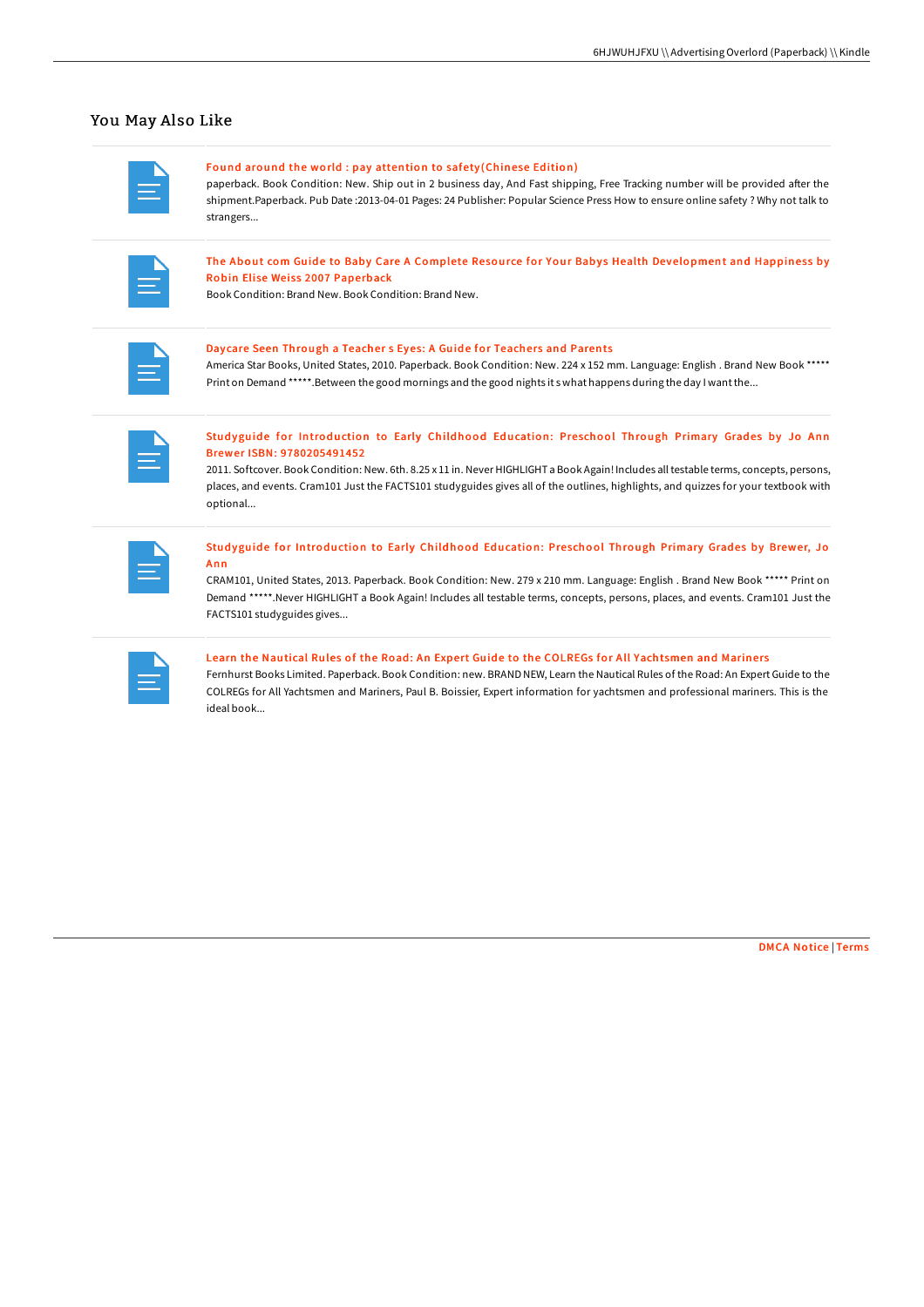## You May Also Like

**Found around the world : pay attention to safety(Chinese Edition)**

paperback. Book Condition: New. Ship out in 2 business day, And Fast shipping, Free Tracking number will be provided after the shipment.Paperback. Pub Date :2013-04-01 Pages: 24 Publisher: Popular Science Press How to ensure online safety ? Why not talk to strangers...

**The About com Guide to Baby Care A Complete Resource for Your Babys Health Development and Happiness by Robin Elise Weiss 2007 Paperback**

Book Condition: Brand New. Book Condition: Brand New.

**Daycare Seen Through a Teacher s Eyes: A Guide for Teachers and Parents**

America Star Books, United States, 2010. Paperback. Book Condition: New. 224 x 152 mm. Language: English . Brand New Book ***** Print on Demand *****.Between the good mornings and the good nights it s what happens during the day I want the...

**Studyguide for Introduction to Early Childhood Education: Preschool Through Primary Grades by Jo Ann Brewer ISBN: 9780205491452**

2011. Softcover. Book Condition: New. 6th. 8.25 x 11 in. Never HIGHLIGHT a Book Again! Includes all testable terms, concepts, persons, places, and events. Cram101 Just the FACTS101 studyguides gives all of the outlines, highlights, and quizzes for your textbook with optional...

**Studyguide for Introduction to Early Childhood Education: Preschool Through Primary Grades by Brewer, Jo Ann**

CRAM101, United States, 2013. Paperback. Book Condition: New. 279 x 210 mm. Language: English . Brand New Book ***** Print on Demand *****.Never HIGHLIGHT a Book Again! Includes all testable terms, concepts, persons, places, and events. Cram101 Just the FACTS101 studyguides gives...

**Learn the Nautical Rules of the Road: An Expert Guide to the COLREGs for All Yachtsmen and Mariners**

Fernhurst Books Limited. Paperback. Book Condition: new. BRAND NEW, Learn the Nautical Rules of the Road: An Expert Guide to the COLREGs for All Yachtsmen and Mariners, Paul B. Boissier, Expert information for yachtsmen and professional mariners. This is the ideal book...